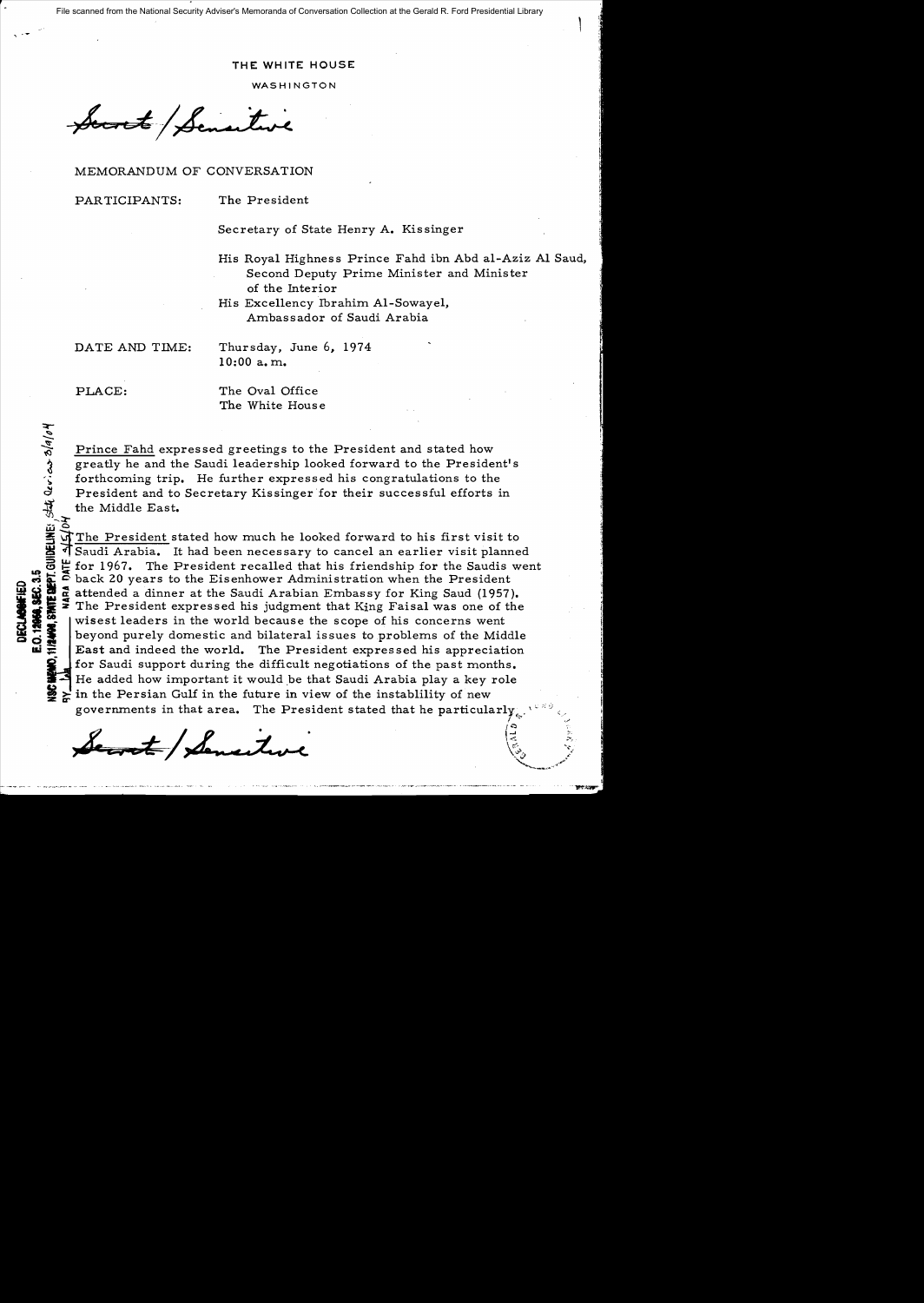File scanned from the National Security Adviser's Memoranda of Conversation Collection at the Gerald R. Ford Presidential Library

THE WHITE HOUSE

WASHINGTON

~~Secret~~/Sensitive

MEMORANDUM OF CONVERSATION

PARTICIPANTS: The President

Secretary of State Henry A. Kissinger

His Royal Highness Prince Fahd ibn Abd al-Aziz Al Saud, Second Deputy Prime Minister and Minister of the Interior

His Excellency Ibrahim Al-Sowayel, Ambassador of Saudi Arabia

DATE AND TIME: Thursday, June 6, 1974
10:00 a.m.

PLACE: The Oval Office
The White House

DECLASSIFIED
E.O. 12958, SEC. 3.5
NSC MEMO, 11/24/98, STATE DEPT. GUIDELINES, State Dev. 3/9/04
BY ___ NARA DATE 4/15/04

Prince Fahd expressed greetings to the President and stated how greatly he and the Saudi leadership looked forward to the President's forthcoming trip. He further expressed his congratulations to the President and to Secretary Kissinger for their successful efforts in the Middle East.

The President stated how much he looked forward to his first visit to Saudi Arabia. It had been necessary to cancel an earlier visit planned for 1967. The President recalled that his friendship for the Saudis went back 20 years to the Eisenhower Administration when the President attended a dinner at the Saudi Arabian Embassy for King Saud (1957). The President expressed his judgment that King Faisal was one of the wisest leaders in the world because the scope of his concerns went beyond purely domestic and bilateral issues to problems of the Middle East and indeed the world. The President expressed his appreciation for Saudi support during the difficult negotiations of the past months. He added how important it would be that Saudi Arabia play a key role in the Persian Gulf in the future in view of the instablility of new governments in that area. The President stated that he particularly

~~Secret~~/Sensitive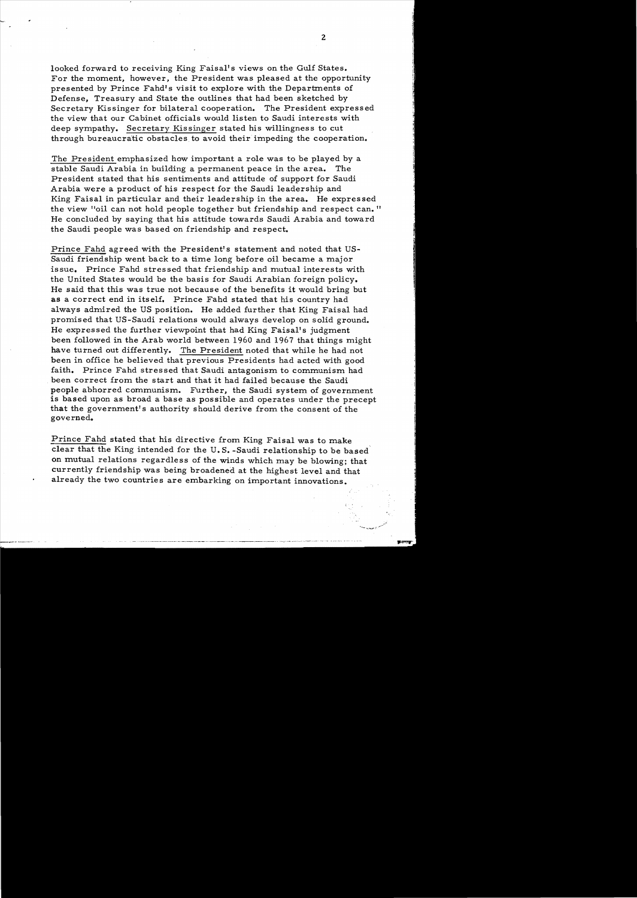looked forward to receiving King Faisal's views on the Gulf States. For the moment, however, the President was pleased at the opportunity presented by Prince Fahd's visit to explore with the Departments of Defense, Treasury and State the outlines that had been sketched by Secretary Kissinger for bilateral cooperation. The President expressed the view that our Cabinet officials would listen to Saudi interests with deep sympathy. Secretary Kissinger stated his willingness to cut through bureaucratic obstacles to avoid their impeding the cooperation.

The President emphasized how important a role was to be played by a stable Saudi Arabia in building a permanent peace in the area. The President stated that his sentiments and attitude of support for Saudi Arabia were a product of his respect for the Saudi leadership and King Faisal in particular and their leadership in the area. He expressed the view "oil can not hold people together but friendship and respect can." He concluded by saying that his attitude towards Saudi Arabia and toward the Saudi people was based on friendship and respect.

Prince Fahd agreed with the President's statement and noted that US-Saudi friendship went back to a time long before oil became a major issue. Prince Fahd stressed that friendship and mutual interests with the United States would be the basis for Saudi Arabian foreign policy. He said that this was true not because of the benefits it would bring but as a correct end in itself. Prince Fahd stated that his country had always admired the US position. He added further that King Faisal had promised that US-Saudi relations would always develop on solid ground. He expressed the further viewpoint that had King Faisal's judgment been followed in the Arab world between 1960 and 1967 that things might have turned out differently. The President noted that while he had not been in office he believed that previous Presidents had acted with good faith. Prince Fahd stressed that Saudi antagonism to communism had been correct from the start and that it had failed because the Saudi people abhorred communism. Further, the Saudi system of government is based upon as broad a base as possible and operates under the precept that the government's authority should derive from the consent of the governed.

Prince Fahd stated that his directive from King Faisal was to make clear that the King intended for the U.S.-Saudi relationship to be based on mutual relations regardless of the winds which may be blowing; that currently friendship was being broadened at the highest level and that already the two countries are embarking on important innovations.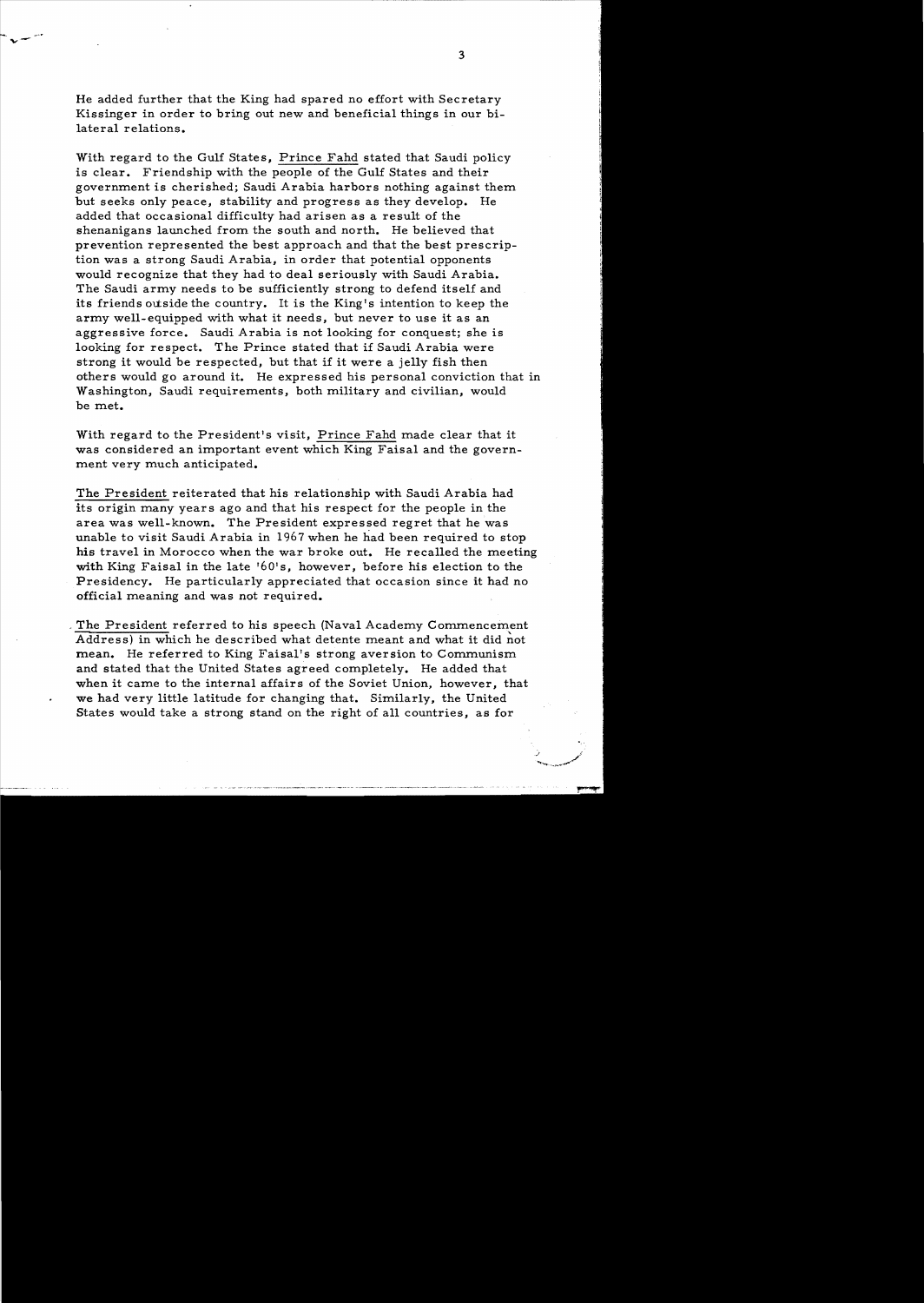He added further that the King had spared no effort with Secretary Kissinger in order to bring out new and beneficial things in our bilateral relations.

With regard to the Gulf States, Prince Fahd stated that Saudi policy is clear. Friendship with the people of the Gulf States and their government is cherished; Saudi Arabia harbors nothing against them but seeks only peace, stability and progress as they develop. He added that occasional difficulty had arisen as a result of the shenanigans launched from the south and north. He believed that prevention represented the best approach and that the best prescription was a strong Saudi Arabia, in order that potential opponents would recognize that they had to deal seriously with Saudi Arabia. The Saudi army needs to be sufficiently strong to defend itself and its friends outside the country. It is the King's intention to keep the army well-equipped with what it needs, but never to use it as an aggressive force. Saudi Arabia is not looking for conquest; she is looking for respect. The Prince stated that if Saudi Arabia were strong it would be respected, but that if it were a jelly fish then others would go around it. He expressed his personal conviction that in Washington, Saudi requirements, both military and civilian, would be met.

With regard to the President's visit, Prince Fahd made clear that it was considered an important event which King Faisal and the government very much anticipated.

The President reiterated that his relationship with Saudi Arabia had its origin many years ago and that his respect for the people in the area was well-known. The President expressed regret that he was unable to visit Saudi Arabia in 1967 when he had been required to stop his travel in Morocco when the war broke out. He recalled the meeting with King Faisal in the late '60's, however, before his election to the Presidency. He particularly appreciated that occasion since it had no official meaning and was not required.

The President referred to his speech (Naval Academy Commencement Address) in which he described what detente meant and what it did not mean. He referred to King Faisal's strong aversion to Communism and stated that the United States agreed completely. He added that when it came to the internal affairs of the Soviet Union, however, that we had very little latitude for changing that. Similarly, the United States would take a strong stand on the right of all countries, as for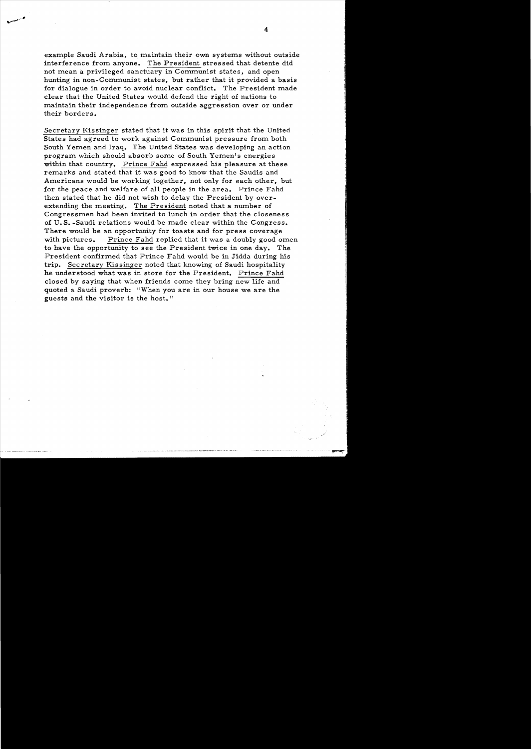example Saudi Arabia, to maintain their own systems without outside interference from anyone. The President stressed that detente did not mean a privileged sanctuary in Communist states, and open hunting in non-Communist states, but rather that it provided a basis for dialogue in order to avoid nuclear conflict. The President made clear that the United States would defend the right of nations to maintain their independence from outside aggression over or under their borders.

Secretary Kissinger stated that it was in this spirit that the United States had agreed to work against Communist pressure from both South Yemen and Iraq. The United States was developing an action program which should absorb some of South Yemen's energies within that country. Prince Fahd expressed his pleasure at these remarks and stated that it was good to know that the Saudis and Americans would be working together, not only for each other, but for the peace and welfare of all people in the area. Prince Fahd then stated that he did not wish to delay the President by over-extending the meeting. The President noted that a number of Congressmen had been invited to lunch in order that the closeness of U.S.-Saudi relations would be made clear within the Congress. There would be an opportunity for toasts and for press coverage with pictures. Prince Fahd replied that it was a doubly good omen to have the opportunity to see the President twice in one day. The President confirmed that Prince Fahd would be in Jidda during his trip. Secretary Kissinger noted that knowing of Saudi hospitality he understood what was in store for the President. Prince Fahd closed by saying that when friends come they bring new life and quoted a Saudi proverb: "When you are in our house we are the guests and the visitor is the host."